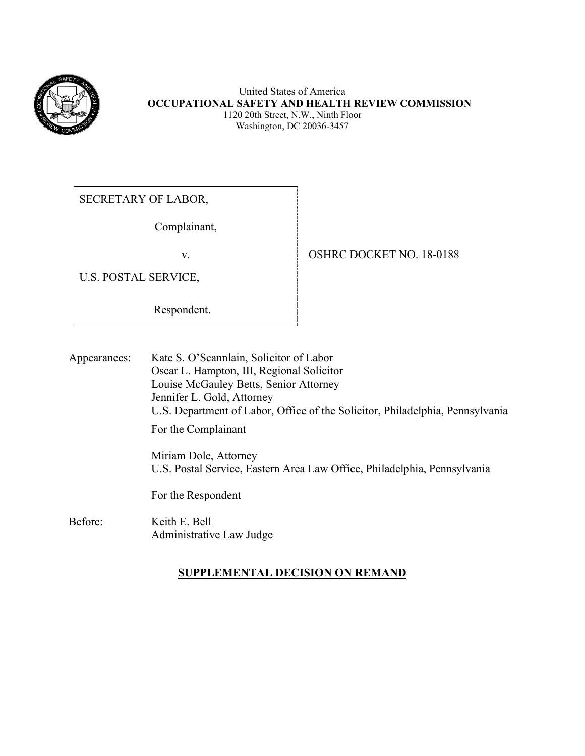United States of America
**OCCUPATIONAL SAFETY AND HEALTH REVIEW COMMISSION**
1120 20th Street, N.W., Ninth Floor
Washington, DC 20036-3457

SECRETARY OF LABOR,

Complainant,

v.

U.S. POSTAL SERVICE,

Respondent.

OSHRC DOCKET NO. 18-0188

Appearances: Kate S. O'Scannlain, Solicitor of Labor
Oscar L. Hampton, III, Regional Solicitor
Louise McGauley Betts, Senior Attorney
Jennifer L. Gold, Attorney
U.S. Department of Labor, Office of the Solicitor, Philadelphia, Pennsylvania

For the Complainant

Miriam Dole, Attorney
U.S. Postal Service, Eastern Area Law Office, Philadelphia, Pennsylvania

For the Respondent

Before: Keith E. Bell
Administrative Law Judge

## SUPPLEMENTAL DECISION ON REMAND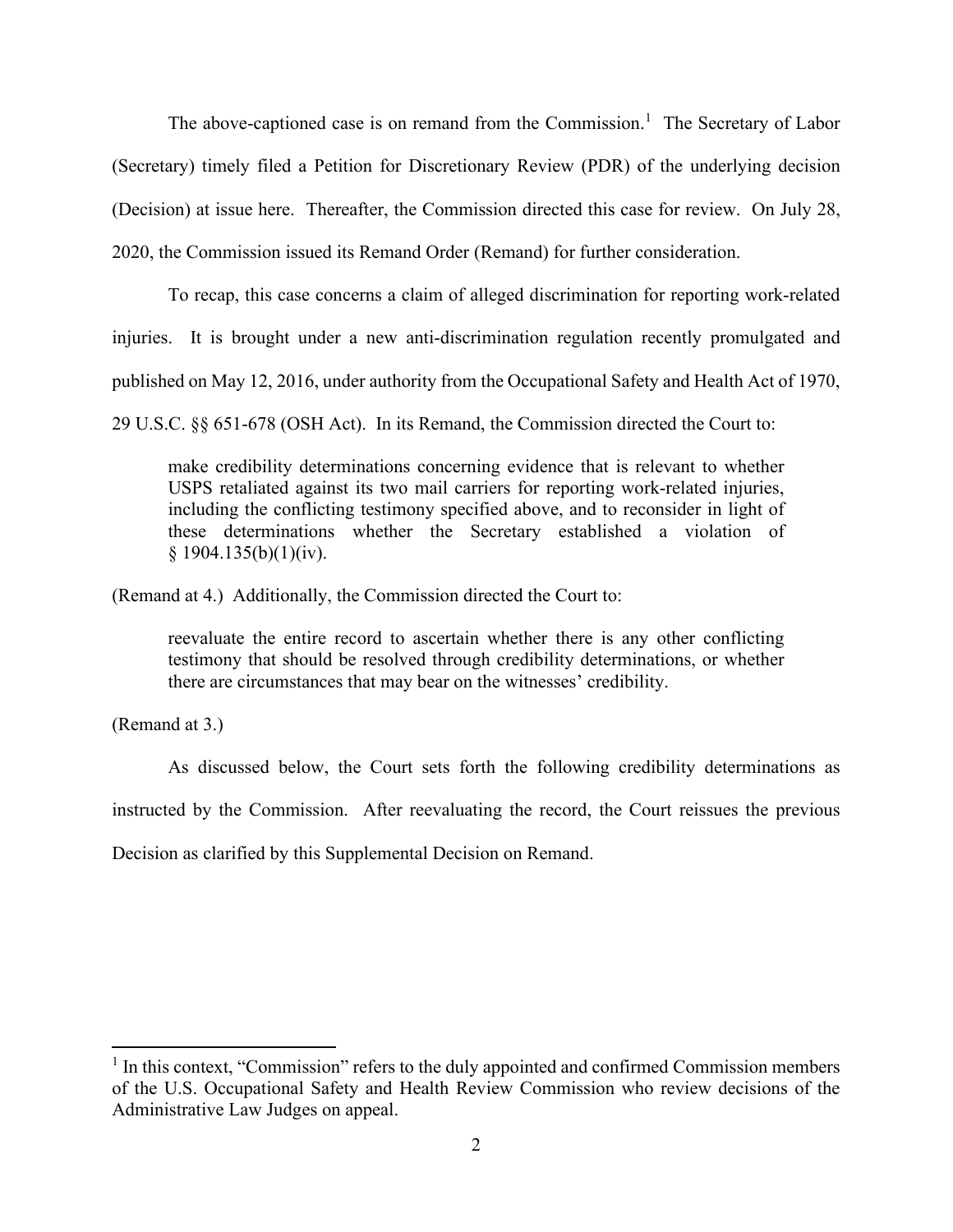The above-captioned case is on remand from the Commission.[1] The Secretary of Labor (Secretary) timely filed a Petition for Discretionary Review (PDR) of the underlying decision (Decision) at issue here. Thereafter, the Commission directed this case for review. On July 28, 2020, the Commission issued its Remand Order (Remand) for further consideration.

To recap, this case concerns a claim of alleged discrimination for reporting work-related injuries. It is brought under a new anti-discrimination regulation recently promulgated and published on May 12, 2016, under authority from the Occupational Safety and Health Act of 1970, 29 U.S.C. §§ 651-678 (OSH Act). In its Remand, the Commission directed the Court to:

> make credibility determinations concerning evidence that is relevant to whether USPS retaliated against its two mail carriers for reporting work-related injuries, including the conflicting testimony specified above, and to reconsider in light of these determinations whether the Secretary established a violation of § 1904.135(b)(1)(iv).

(Remand at 4.) Additionally, the Commission directed the Court to:

> reevaluate the entire record to ascertain whether there is any other conflicting testimony that should be resolved through credibility determinations, or whether there are circumstances that may bear on the witnesses' credibility.

(Remand at 3.)

As discussed below, the Court sets forth the following credibility determinations as instructed by the Commission. After reevaluating the record, the Court reissues the previous Decision as clarified by this Supplemental Decision on Remand.

---

[1] In this context, "Commission" refers to the duly appointed and confirmed Commission members of the U.S. Occupational Safety and Health Review Commission who review decisions of the Administrative Law Judges on appeal.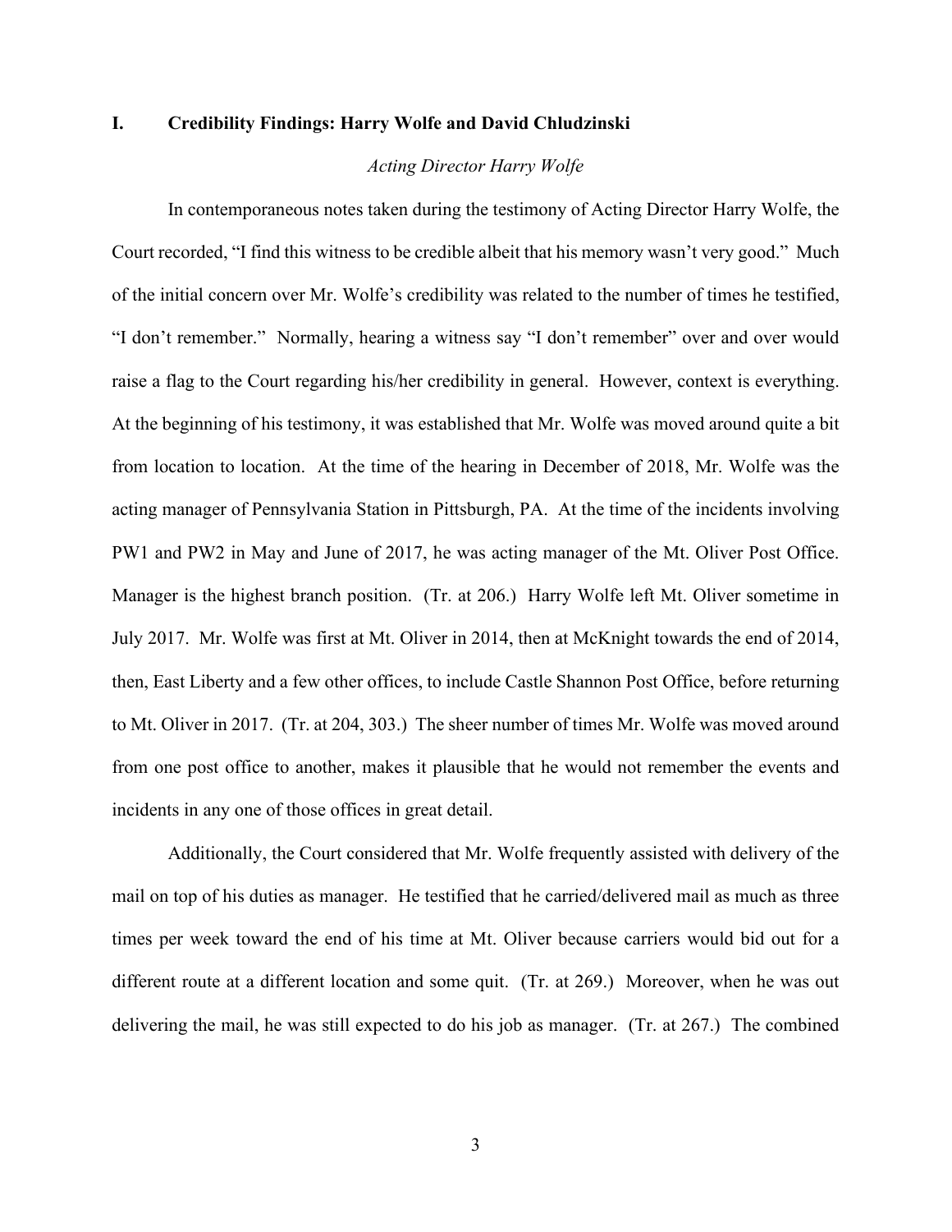## I. Credibility Findings: Harry Wolfe and David Chludzinski

*Acting Director Harry Wolfe*

In contemporaneous notes taken during the testimony of Acting Director Harry Wolfe, the Court recorded, "I find this witness to be credible albeit that his memory wasn't very good." Much of the initial concern over Mr. Wolfe's credibility was related to the number of times he testified, "I don't remember." Normally, hearing a witness say "I don't remember" over and over would raise a flag to the Court regarding his/her credibility in general. However, context is everything. At the beginning of his testimony, it was established that Mr. Wolfe was moved around quite a bit from location to location. At the time of the hearing in December of 2018, Mr. Wolfe was the acting manager of Pennsylvania Station in Pittsburgh, PA. At the time of the incidents involving PW1 and PW2 in May and June of 2017, he was acting manager of the Mt. Oliver Post Office. Manager is the highest branch position. (Tr. at 206.) Harry Wolfe left Mt. Oliver sometime in July 2017. Mr. Wolfe was first at Mt. Oliver in 2014, then at McKnight towards the end of 2014, then, East Liberty and a few other offices, to include Castle Shannon Post Office, before returning to Mt. Oliver in 2017. (Tr. at 204, 303.) The sheer number of times Mr. Wolfe was moved around from one post office to another, makes it plausible that he would not remember the events and incidents in any one of those offices in great detail.

Additionally, the Court considered that Mr. Wolfe frequently assisted with delivery of the mail on top of his duties as manager. He testified that he carried/delivered mail as much as three times per week toward the end of his time at Mt. Oliver because carriers would bid out for a different route at a different location and some quit. (Tr. at 269.) Moreover, when he was out delivering the mail, he was still expected to do his job as manager. (Tr. at 267.) The combined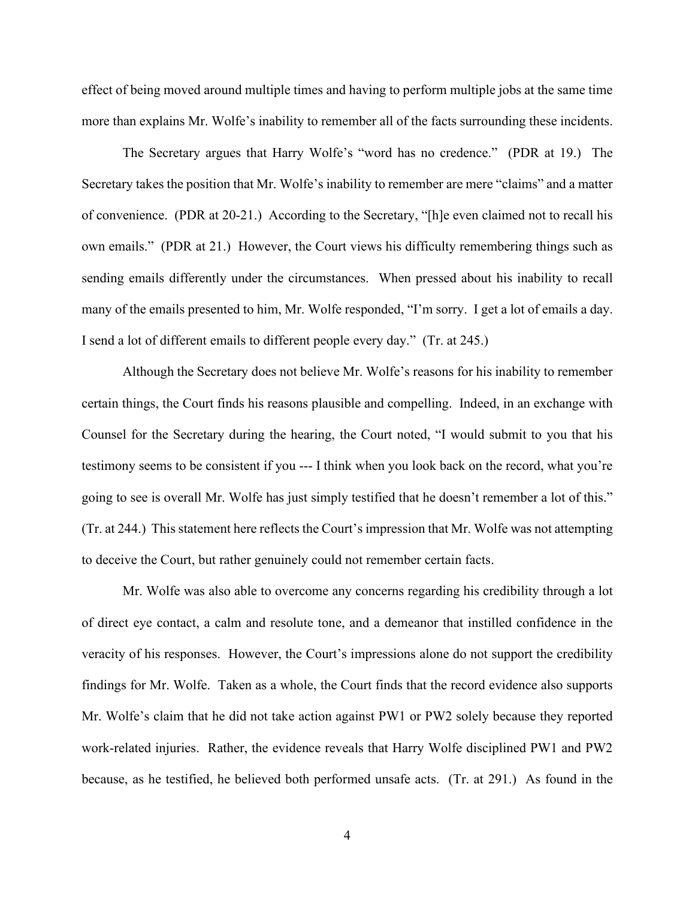effect of being moved around multiple times and having to perform multiple jobs at the same time more than explains Mr. Wolfe's inability to remember all of the facts surrounding these incidents.

The Secretary argues that Harry Wolfe's "word has no credence." (PDR at 19.) The Secretary takes the position that Mr. Wolfe's inability to remember are mere "claims" and a matter of convenience. (PDR at 20-21.) According to the Secretary, "[h]e even claimed not to recall his own emails." (PDR at 21.) However, the Court views his difficulty remembering things such as sending emails differently under the circumstances. When pressed about his inability to recall many of the emails presented to him, Mr. Wolfe responded, "I'm sorry. I get a lot of emails a day. I send a lot of different emails to different people every day." (Tr. at 245.)

Although the Secretary does not believe Mr. Wolfe's reasons for his inability to remember certain things, the Court finds his reasons plausible and compelling. Indeed, in an exchange with Counsel for the Secretary during the hearing, the Court noted, "I would submit to you that his testimony seems to be consistent if you --- I think when you look back on the record, what you're going to see is overall Mr. Wolfe has just simply testified that he doesn't remember a lot of this." (Tr. at 244.) This statement here reflects the Court's impression that Mr. Wolfe was not attempting to deceive the Court, but rather genuinely could not remember certain facts.

Mr. Wolfe was also able to overcome any concerns regarding his credibility through a lot of direct eye contact, a calm and resolute tone, and a demeanor that instilled confidence in the veracity of his responses. However, the Court's impressions alone do not support the credibility findings for Mr. Wolfe. Taken as a whole, the Court finds that the record evidence also supports Mr. Wolfe's claim that he did not take action against PW1 or PW2 solely because they reported work-related injuries. Rather, the evidence reveals that Harry Wolfe disciplined PW1 and PW2 because, as he testified, he believed both performed unsafe acts. (Tr. at 291.) As found in the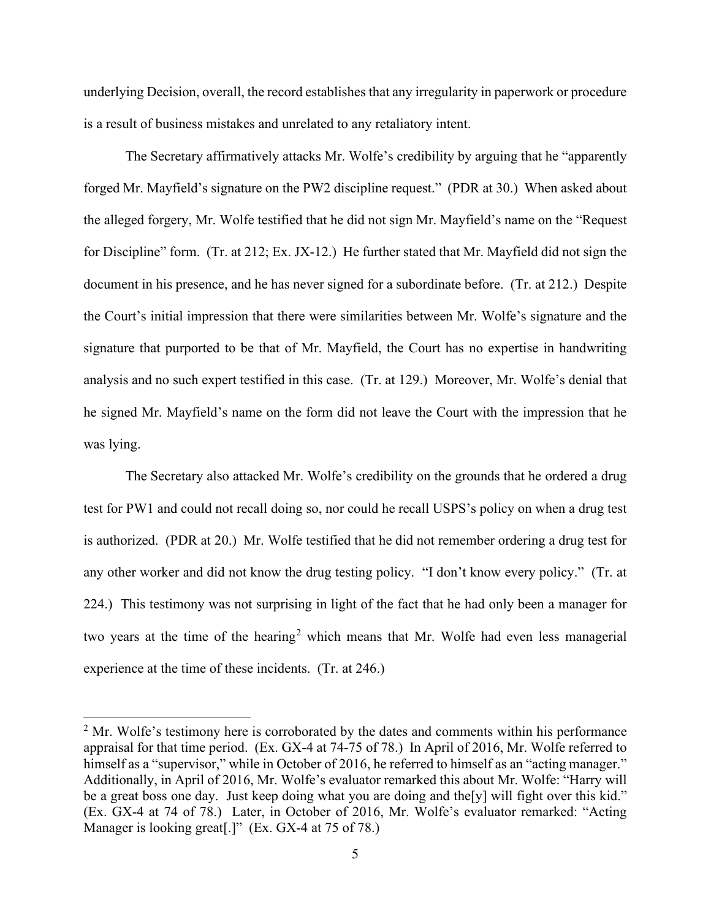underlying Decision, overall, the record establishes that any irregularity in paperwork or procedure is a result of business mistakes and unrelated to any retaliatory intent.

The Secretary affirmatively attacks Mr. Wolfe's credibility by arguing that he "apparently forged Mr. Mayfield's signature on the PW2 discipline request." (PDR at 30.) When asked about the alleged forgery, Mr. Wolfe testified that he did not sign Mr. Mayfield's name on the "Request for Discipline" form. (Tr. at 212; Ex. JX-12.) He further stated that Mr. Mayfield did not sign the document in his presence, and he has never signed for a subordinate before. (Tr. at 212.) Despite the Court's initial impression that there were similarities between Mr. Wolfe's signature and the signature that purported to be that of Mr. Mayfield, the Court has no expertise in handwriting analysis and no such expert testified in this case. (Tr. at 129.) Moreover, Mr. Wolfe's denial that he signed Mr. Mayfield's name on the form did not leave the Court with the impression that he was lying.

The Secretary also attacked Mr. Wolfe's credibility on the grounds that he ordered a drug test for PW1 and could not recall doing so, nor could he recall USPS's policy on when a drug test is authorized. (PDR at 20.) Mr. Wolfe testified that he did not remember ordering a drug test for any other worker and did not know the drug testing policy. "I don't know every policy." (Tr. at 224.) This testimony was not surprising in light of the fact that he had only been a manager for two years at the time of the hearing[2] which means that Mr. Wolfe had even less managerial experience at the time of these incidents. (Tr. at 246.)

---

[2] Mr. Wolfe's testimony here is corroborated by the dates and comments within his performance appraisal for that time period. (Ex. GX-4 at 74-75 of 78.) In April of 2016, Mr. Wolfe referred to himself as a "supervisor," while in October of 2016, he referred to himself as an "acting manager." Additionally, in April of 2016, Mr. Wolfe's evaluator remarked this about Mr. Wolfe: "Harry will be a great boss one day. Just keep doing what you are doing and the[y] will fight over this kid." (Ex. GX-4 at 74 of 78.) Later, in October of 2016, Mr. Wolfe's evaluator remarked: "Acting Manager is looking great[.]" (Ex. GX-4 at 75 of 78.)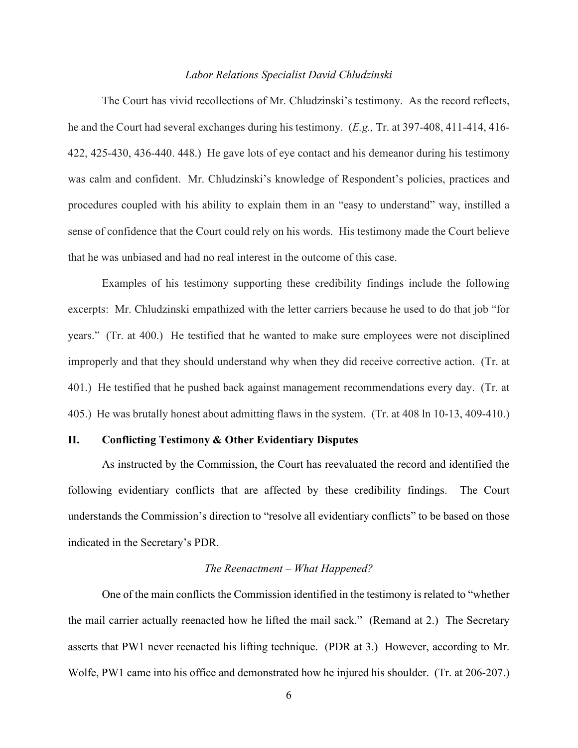*Labor Relations Specialist David Chludzinski*

The Court has vivid recollections of Mr. Chludzinski's testimony. As the record reflects, he and the Court had several exchanges during his testimony. (*E.g.,* Tr. at 397-408, 411-414, 416-422, 425-430, 436-440. 448.) He gave lots of eye contact and his demeanor during his testimony was calm and confident. Mr. Chludzinski's knowledge of Respondent's policies, practices and procedures coupled with his ability to explain them in an "easy to understand" way, instilled a sense of confidence that the Court could rely on his words. His testimony made the Court believe that he was unbiased and had no real interest in the outcome of this case.

Examples of his testimony supporting these credibility findings include the following excerpts: Mr. Chludzinski empathized with the letter carriers because he used to do that job "for years." (Tr. at 400.) He testified that he wanted to make sure employees were not disciplined improperly and that they should understand why when they did receive corrective action. (Tr. at 401.) He testified that he pushed back against management recommendations every day. (Tr. at 405.) He was brutally honest about admitting flaws in the system. (Tr. at 408 ln 10-13, 409-410.)

## II. Conflicting Testimony & Other Evidentiary Disputes

As instructed by the Commission, the Court has reevaluated the record and identified the following evidentiary conflicts that are affected by these credibility findings. The Court understands the Commission's direction to "resolve all evidentiary conflicts" to be based on those indicated in the Secretary's PDR.

*The Reenactment – What Happened?*

One of the main conflicts the Commission identified in the testimony is related to "whether the mail carrier actually reenacted how he lifted the mail sack." (Remand at 2.) The Secretary asserts that PW1 never reenacted his lifting technique. (PDR at 3.) However, according to Mr. Wolfe, PW1 came into his office and demonstrated how he injured his shoulder. (Tr. at 206-207.)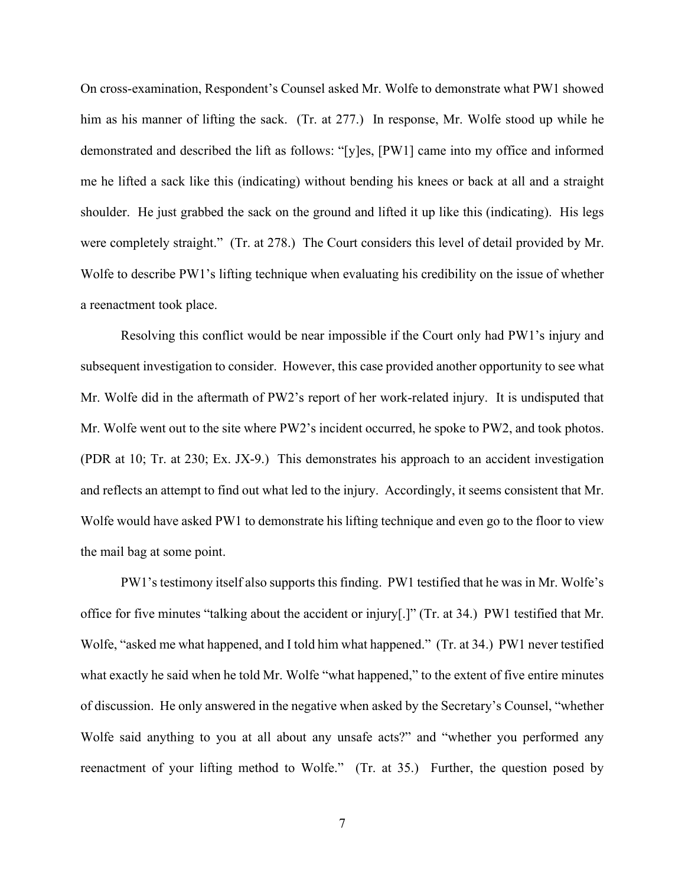On cross-examination, Respondent's Counsel asked Mr. Wolfe to demonstrate what PW1 showed him as his manner of lifting the sack. (Tr. at 277.) In response, Mr. Wolfe stood up while he demonstrated and described the lift as follows: "[y]es, [PW1] came into my office and informed me he lifted a sack like this (indicating) without bending his knees or back at all and a straight shoulder. He just grabbed the sack on the ground and lifted it up like this (indicating). His legs were completely straight." (Tr. at 278.) The Court considers this level of detail provided by Mr. Wolfe to describe PW1's lifting technique when evaluating his credibility on the issue of whether a reenactment took place.

Resolving this conflict would be near impossible if the Court only had PW1's injury and subsequent investigation to consider. However, this case provided another opportunity to see what Mr. Wolfe did in the aftermath of PW2's report of her work-related injury. It is undisputed that Mr. Wolfe went out to the site where PW2's incident occurred, he spoke to PW2, and took photos. (PDR at 10; Tr. at 230; Ex. JX-9.) This demonstrates his approach to an accident investigation and reflects an attempt to find out what led to the injury. Accordingly, it seems consistent that Mr. Wolfe would have asked PW1 to demonstrate his lifting technique and even go to the floor to view the mail bag at some point.

PW1's testimony itself also supports this finding. PW1 testified that he was in Mr. Wolfe's office for five minutes "talking about the accident or injury[.]" (Tr. at 34.) PW1 testified that Mr. Wolfe, "asked me what happened, and I told him what happened." (Tr. at 34.) PW1 never testified what exactly he said when he told Mr. Wolfe "what happened," to the extent of five entire minutes of discussion. He only answered in the negative when asked by the Secretary's Counsel, "whether Wolfe said anything to you at all about any unsafe acts?" and "whether you performed any reenactment of your lifting method to Wolfe." (Tr. at 35.) Further, the question posed by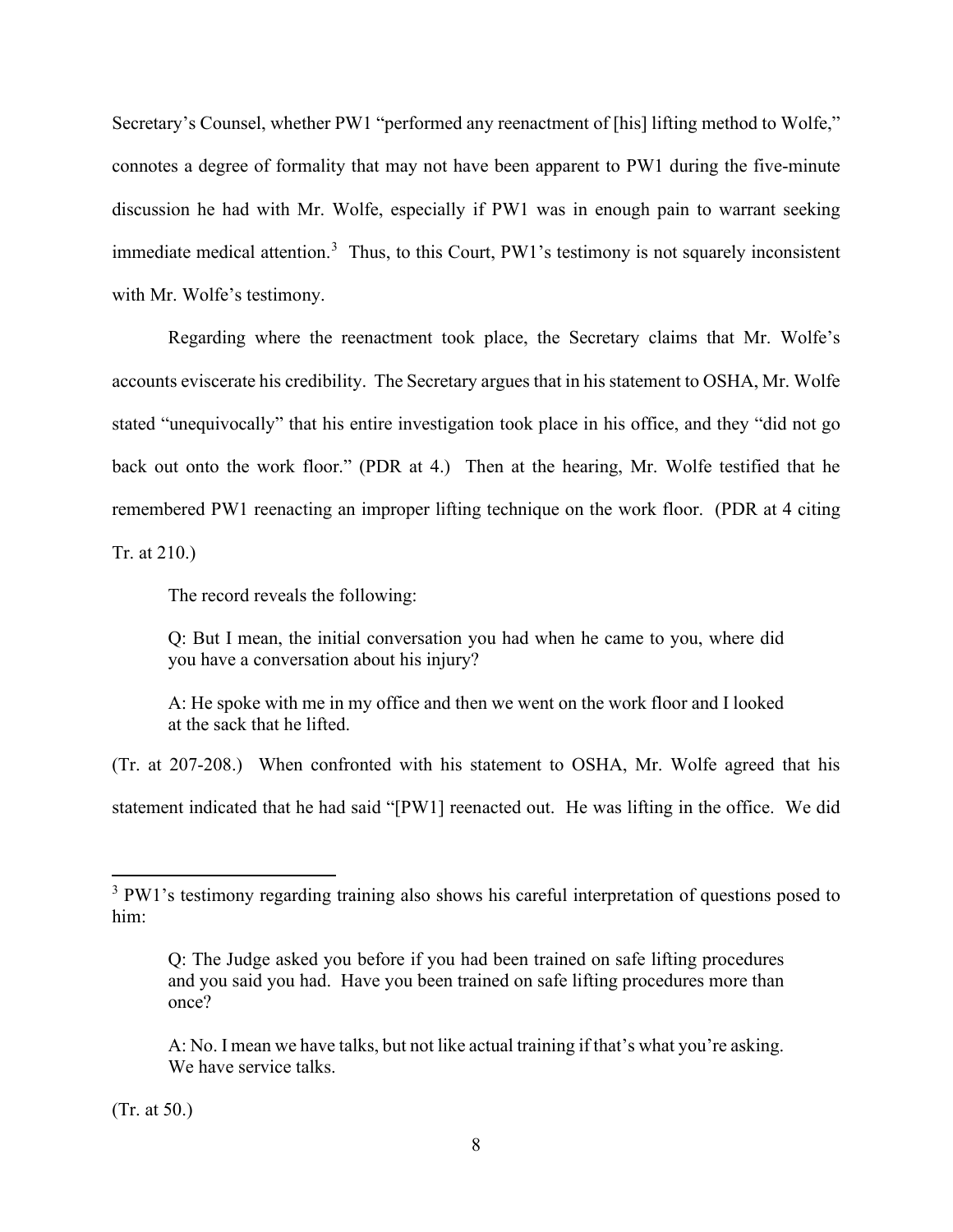Secretary's Counsel, whether PW1 "performed any reenactment of [his] lifting method to Wolfe," connotes a degree of formality that may not have been apparent to PW1 during the five-minute discussion he had with Mr. Wolfe, especially if PW1 was in enough pain to warrant seeking immediate medical attention.[3] Thus, to this Court, PW1's testimony is not squarely inconsistent with Mr. Wolfe's testimony.

Regarding where the reenactment took place, the Secretary claims that Mr. Wolfe's accounts eviscerate his credibility. The Secretary argues that in his statement to OSHA, Mr. Wolfe stated "unequivocally" that his entire investigation took place in his office, and they "did not go back out onto the work floor." (PDR at 4.) Then at the hearing, Mr. Wolfe testified that he remembered PW1 reenacting an improper lifting technique on the work floor. (PDR at 4 citing Tr. at 210.)

The record reveals the following:

> Q: But I mean, the initial conversation you had when he came to you, where did you have a conversation about his injury?
>
> A: He spoke with me in my office and then we went on the work floor and I looked at the sack that he lifted.

(Tr. at 207-208.) When confronted with his statement to OSHA, Mr. Wolfe agreed that his statement indicated that he had said "[PW1] reenacted out. He was lifting in the office. We did

---

[3] PW1's testimony regarding training also shows his careful interpretation of questions posed to him:

> Q: The Judge asked you before if you had been trained on safe lifting procedures and you said you had. Have you been trained on safe lifting procedures more than once?
>
> A: No. I mean we have talks, but not like actual training if that's what you're asking. We have service talks.

(Tr. at 50.)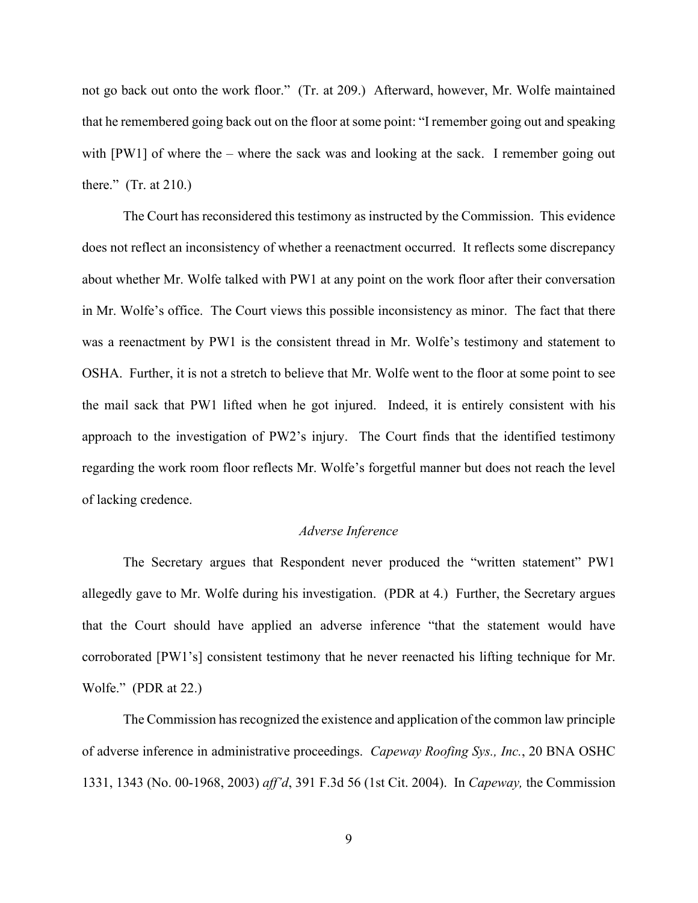not go back out onto the work floor." (Tr. at 209.) Afterward, however, Mr. Wolfe maintained that he remembered going back out on the floor at some point: "I remember going out and speaking with [PW1] of where the – where the sack was and looking at the sack. I remember going out there." (Tr. at 210.)

The Court has reconsidered this testimony as instructed by the Commission. This evidence does not reflect an inconsistency of whether a reenactment occurred. It reflects some discrepancy about whether Mr. Wolfe talked with PW1 at any point on the work floor after their conversation in Mr. Wolfe's office. The Court views this possible inconsistency as minor. The fact that there was a reenactment by PW1 is the consistent thread in Mr. Wolfe's testimony and statement to OSHA. Further, it is not a stretch to believe that Mr. Wolfe went to the floor at some point to see the mail sack that PW1 lifted when he got injured. Indeed, it is entirely consistent with his approach to the investigation of PW2's injury. The Court finds that the identified testimony regarding the work room floor reflects Mr. Wolfe's forgetful manner but does not reach the level of lacking credence.

*Adverse Inference*

The Secretary argues that Respondent never produced the "written statement" PW1 allegedly gave to Mr. Wolfe during his investigation. (PDR at 4.) Further, the Secretary argues that the Court should have applied an adverse inference "that the statement would have corroborated [PW1's] consistent testimony that he never reenacted his lifting technique for Mr. Wolfe." (PDR at 22.)

The Commission has recognized the existence and application of the common law principle of adverse inference in administrative proceedings. *Capeway Roofing Sys., Inc.*, 20 BNA OSHC 1331, 1343 (No. 00-1968, 2003) *aff'd*, 391 F.3d 56 (1st Cit. 2004). In *Capeway,* the Commission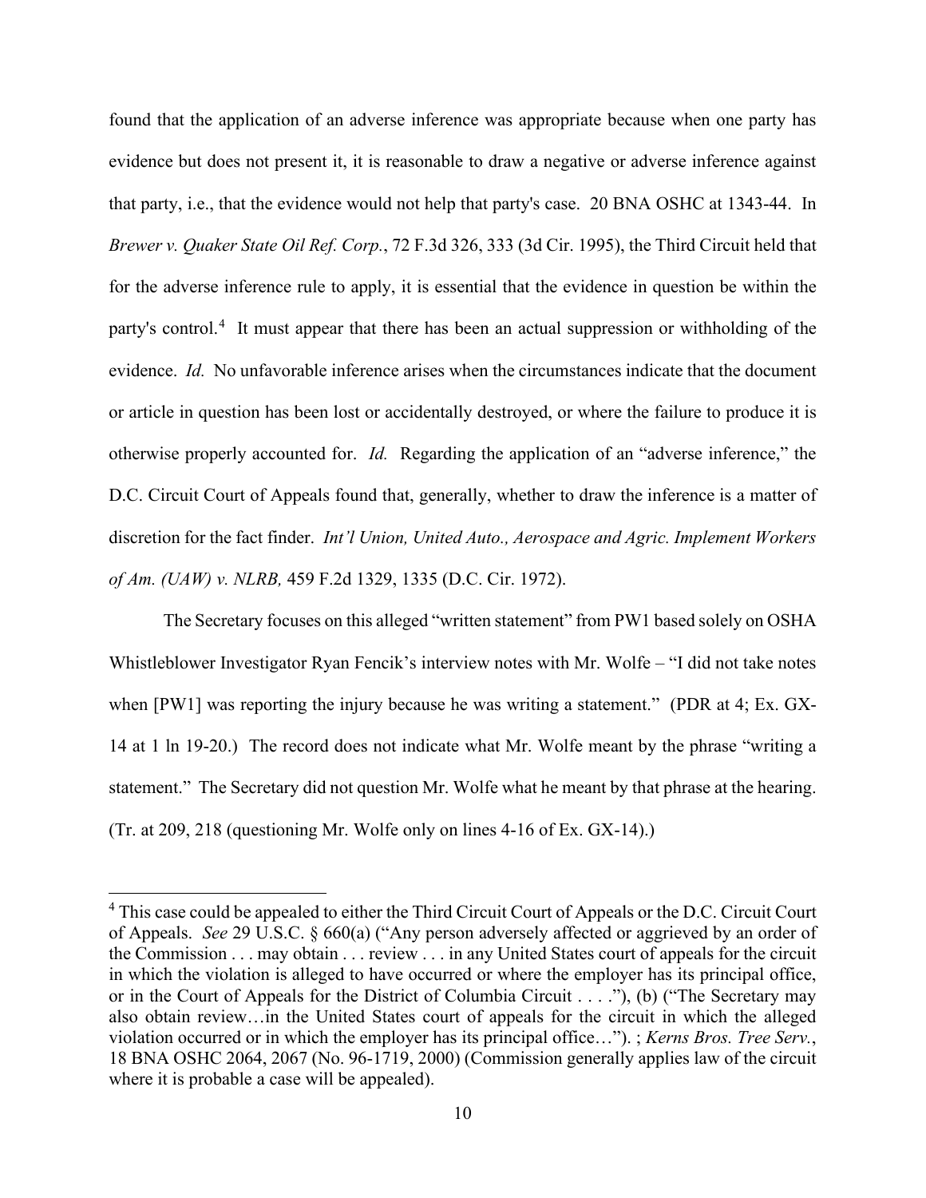found that the application of an adverse inference was appropriate because when one party has evidence but does not present it, it is reasonable to draw a negative or adverse inference against that party, i.e., that the evidence would not help that party's case. 20 BNA OSHC at 1343-44. In *Brewer v. Quaker State Oil Ref. Corp.*, 72 F.3d 326, 333 (3d Cir. 1995), the Third Circuit held that for the adverse inference rule to apply, it is essential that the evidence in question be within the party's control.[4] It must appear that there has been an actual suppression or withholding of the evidence. *Id.* No unfavorable inference arises when the circumstances indicate that the document or article in question has been lost or accidentally destroyed, or where the failure to produce it is otherwise properly accounted for. *Id.* Regarding the application of an "adverse inference," the D.C. Circuit Court of Appeals found that, generally, whether to draw the inference is a matter of discretion for the fact finder. *Int'l Union, United Auto., Aerospace and Agric. Implement Workers of Am. (UAW) v. NLRB,* 459 F.2d 1329, 1335 (D.C. Cir. 1972).

The Secretary focuses on this alleged "written statement" from PW1 based solely on OSHA Whistleblower Investigator Ryan Fencik's interview notes with Mr. Wolfe – "I did not take notes when [PW1] was reporting the injury because he was writing a statement." (PDR at 4; Ex. GX-14 at 1 ln 19-20.) The record does not indicate what Mr. Wolfe meant by the phrase "writing a statement." The Secretary did not question Mr. Wolfe what he meant by that phrase at the hearing. (Tr. at 209, 218 (questioning Mr. Wolfe only on lines 4-16 of Ex. GX-14).)

---

[4] This case could be appealed to either the Third Circuit Court of Appeals or the D.C. Circuit Court of Appeals. *See* 29 U.S.C. § 660(a) ("Any person adversely affected or aggrieved by an order of the Commission . . . may obtain . . . review . . . in any United States court of appeals for the circuit in which the violation is alleged to have occurred or where the employer has its principal office, or in the Court of Appeals for the District of Columbia Circuit . . . ."), (b) ("The Secretary may also obtain review…in the United States court of appeals for the circuit in which the alleged violation occurred or in which the employer has its principal office…"). ; *Kerns Bros. Tree Serv.*, 18 BNA OSHC 2064, 2067 (No. 96-1719, 2000) (Commission generally applies law of the circuit where it is probable a case will be appealed).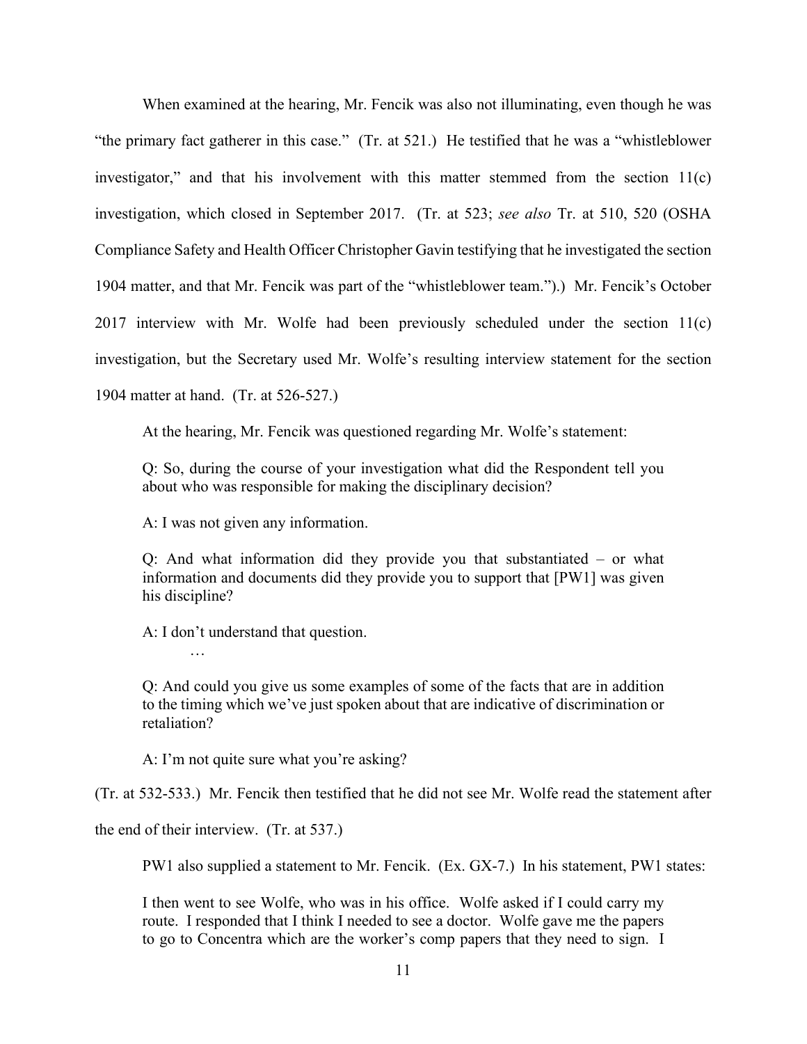When examined at the hearing, Mr. Fencik was also not illuminating, even though he was "the primary fact gatherer in this case." (Tr. at 521.) He testified that he was a "whistleblower investigator," and that his involvement with this matter stemmed from the section 11(c) investigation, which closed in September 2017. (Tr. at 523; *see also* Tr. at 510, 520 (OSHA Compliance Safety and Health Officer Christopher Gavin testifying that he investigated the section 1904 matter, and that Mr. Fencik was part of the "whistleblower team.").) Mr. Fencik's October 2017 interview with Mr. Wolfe had been previously scheduled under the section 11(c) investigation, but the Secretary used Mr. Wolfe's resulting interview statement for the section 1904 matter at hand. (Tr. at 526-527.)

At the hearing, Mr. Fencik was questioned regarding Mr. Wolfe's statement:

> Q: So, during the course of your investigation what did the Respondent tell you about who was responsible for making the disciplinary decision?
>
> A: I was not given any information.
>
> Q: And what information did they provide you that substantiated – or what information and documents did they provide you to support that [PW1] was given his discipline?
>
> A: I don't understand that question.
>
> …
>
> Q: And could you give us some examples of some of the facts that are in addition to the timing which we've just spoken about that are indicative of discrimination or retaliation?
>
> A: I'm not quite sure what you're asking?

(Tr. at 532-533.) Mr. Fencik then testified that he did not see Mr. Wolfe read the statement after the end of their interview. (Tr. at 537.)

PW1 also supplied a statement to Mr. Fencik. (Ex. GX-7.) In his statement, PW1 states:

> I then went to see Wolfe, who was in his office. Wolfe asked if I could carry my route. I responded that I think I needed to see a doctor. Wolfe gave me the papers to go to Concentra which are the worker's comp papers that they need to sign. I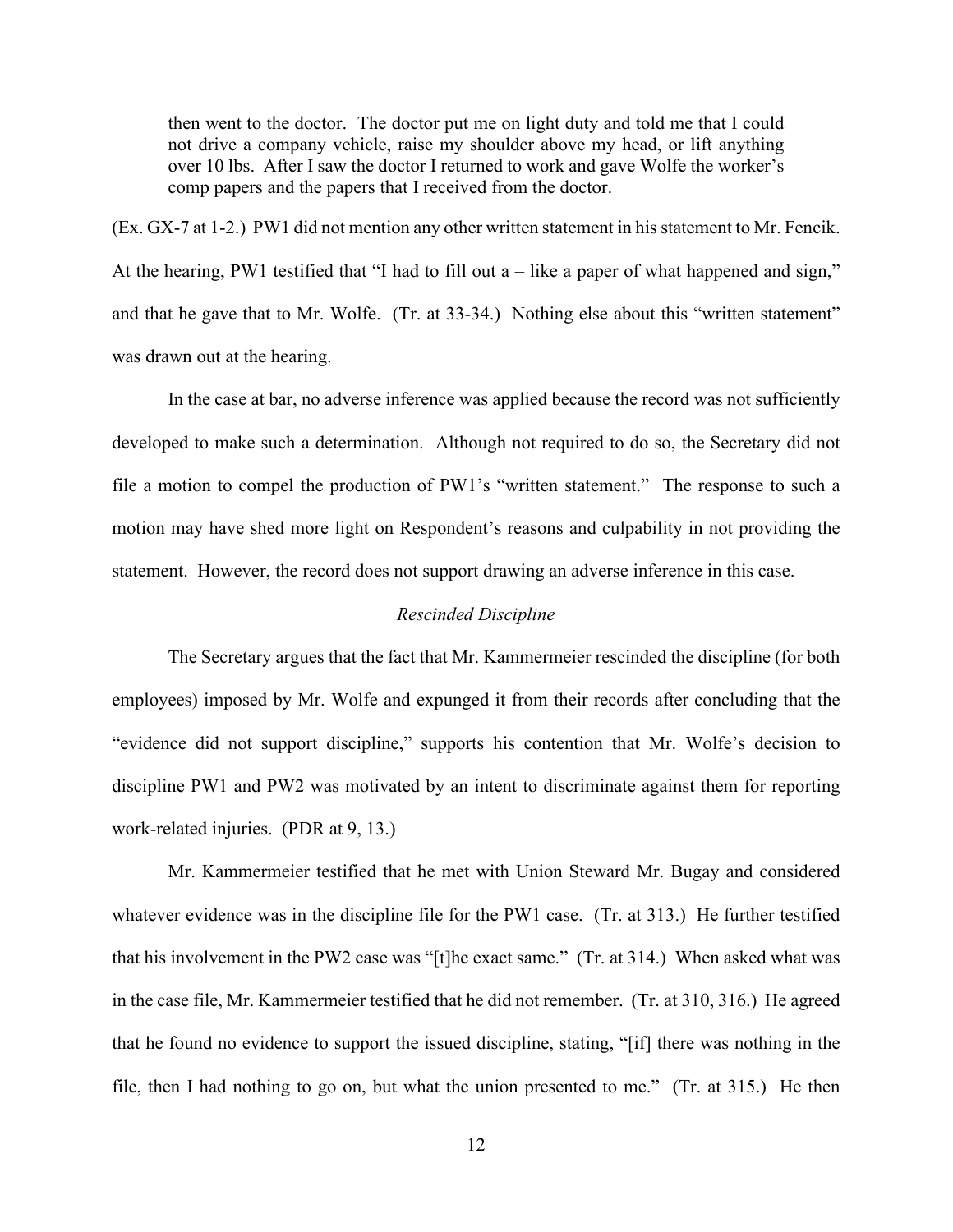> then went to the doctor. The doctor put me on light duty and told me that I could not drive a company vehicle, raise my shoulder above my head, or lift anything over 10 lbs. After I saw the doctor I returned to work and gave Wolfe the worker's comp papers and the papers that I received from the doctor.

(Ex. GX-7 at 1-2.) PW1 did not mention any other written statement in his statement to Mr. Fencik. At the hearing, PW1 testified that "I had to fill out a – like a paper of what happened and sign," and that he gave that to Mr. Wolfe. (Tr. at 33-34.) Nothing else about this "written statement" was drawn out at the hearing.

In the case at bar, no adverse inference was applied because the record was not sufficiently developed to make such a determination. Although not required to do so, the Secretary did not file a motion to compel the production of PW1's "written statement." The response to such a motion may have shed more light on Respondent's reasons and culpability in not providing the statement. However, the record does not support drawing an adverse inference in this case.

*Rescinded Discipline*

The Secretary argues that the fact that Mr. Kammermeier rescinded the discipline (for both employees) imposed by Mr. Wolfe and expunged it from their records after concluding that the "evidence did not support discipline," supports his contention that Mr. Wolfe's decision to discipline PW1 and PW2 was motivated by an intent to discriminate against them for reporting work-related injuries. (PDR at 9, 13.)

Mr. Kammermeier testified that he met with Union Steward Mr. Bugay and considered whatever evidence was in the discipline file for the PW1 case. (Tr. at 313.) He further testified that his involvement in the PW2 case was "[t]he exact same." (Tr. at 314.) When asked what was in the case file, Mr. Kammermeier testified that he did not remember. (Tr. at 310, 316.) He agreed that he found no evidence to support the issued discipline, stating, "[if] there was nothing in the file, then I had nothing to go on, but what the union presented to me." (Tr. at 315.) He then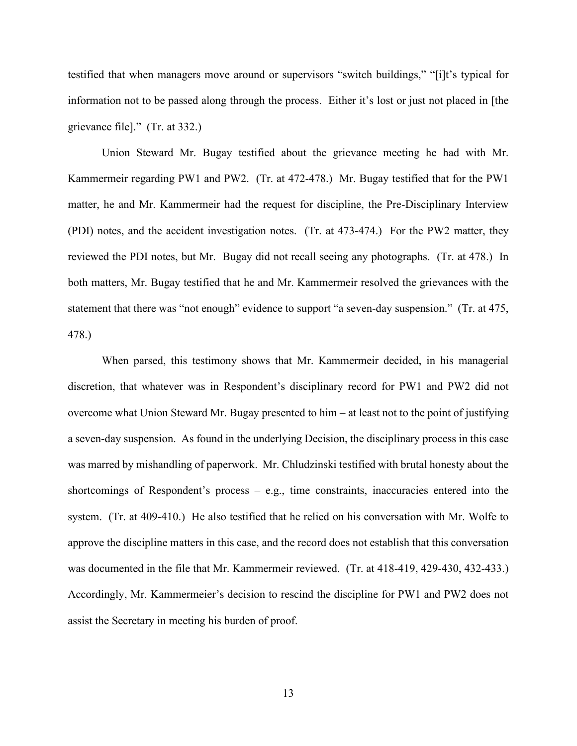testified that when managers move around or supervisors "switch buildings," "[i]t's typical for information not to be passed along through the process. Either it's lost or just not placed in [the grievance file]." (Tr. at 332.)

Union Steward Mr. Bugay testified about the grievance meeting he had with Mr. Kammermeir regarding PW1 and PW2. (Tr. at 472-478.) Mr. Bugay testified that for the PW1 matter, he and Mr. Kammermeir had the request for discipline, the Pre-Disciplinary Interview (PDI) notes, and the accident investigation notes. (Tr. at 473-474.) For the PW2 matter, they reviewed the PDI notes, but Mr. Bugay did not recall seeing any photographs. (Tr. at 478.) In both matters, Mr. Bugay testified that he and Mr. Kammermeir resolved the grievances with the statement that there was "not enough" evidence to support "a seven-day suspension." (Tr. at 475, 478.)

When parsed, this testimony shows that Mr. Kammermeir decided, in his managerial discretion, that whatever was in Respondent's disciplinary record for PW1 and PW2 did not overcome what Union Steward Mr. Bugay presented to him – at least not to the point of justifying a seven-day suspension. As found in the underlying Decision, the disciplinary process in this case was marred by mishandling of paperwork. Mr. Chludzinski testified with brutal honesty about the shortcomings of Respondent's process – e.g., time constraints, inaccuracies entered into the system. (Tr. at 409-410.) He also testified that he relied on his conversation with Mr. Wolfe to approve the discipline matters in this case, and the record does not establish that this conversation was documented in the file that Mr. Kammermeir reviewed. (Tr. at 418-419, 429-430, 432-433.) Accordingly, Mr. Kammermeier's decision to rescind the discipline for PW1 and PW2 does not assist the Secretary in meeting his burden of proof.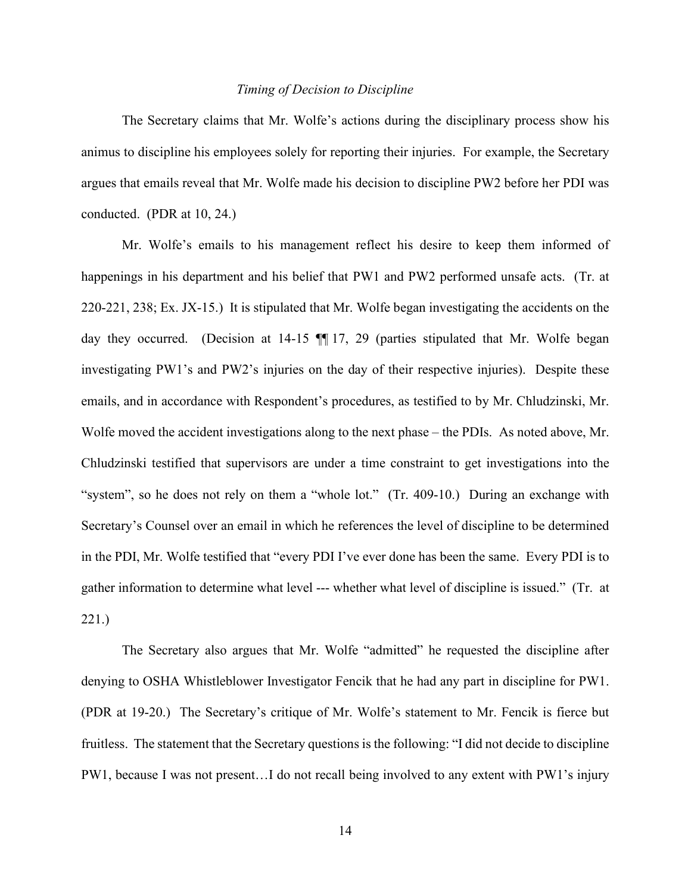*Timing of Decision to Discipline*

The Secretary claims that Mr. Wolfe's actions during the disciplinary process show his animus to discipline his employees solely for reporting their injuries. For example, the Secretary argues that emails reveal that Mr. Wolfe made his decision to discipline PW2 before her PDI was conducted. (PDR at 10, 24.)

Mr. Wolfe's emails to his management reflect his desire to keep them informed of happenings in his department and his belief that PW1 and PW2 performed unsafe acts. (Tr. at 220-221, 238; Ex. JX-15.) It is stipulated that Mr. Wolfe began investigating the accidents on the day they occurred. (Decision at 14-15 ¶¶ 17, 29 (parties stipulated that Mr. Wolfe began investigating PW1's and PW2's injuries on the day of their respective injuries). Despite these emails, and in accordance with Respondent's procedures, as testified to by Mr. Chludzinski, Mr. Wolfe moved the accident investigations along to the next phase – the PDIs. As noted above, Mr. Chludzinski testified that supervisors are under a time constraint to get investigations into the "system", so he does not rely on them a "whole lot." (Tr. 409-10.) During an exchange with Secretary's Counsel over an email in which he references the level of discipline to be determined in the PDI, Mr. Wolfe testified that "every PDI I've ever done has been the same. Every PDI is to gather information to determine what level --- whether what level of discipline is issued." (Tr. at 221.)

The Secretary also argues that Mr. Wolfe "admitted" he requested the discipline after denying to OSHA Whistleblower Investigator Fencik that he had any part in discipline for PW1. (PDR at 19-20.) The Secretary's critique of Mr. Wolfe's statement to Mr. Fencik is fierce but fruitless. The statement that the Secretary questions is the following: "I did not decide to discipline PW1, because I was not present…I do not recall being involved to any extent with PW1's injury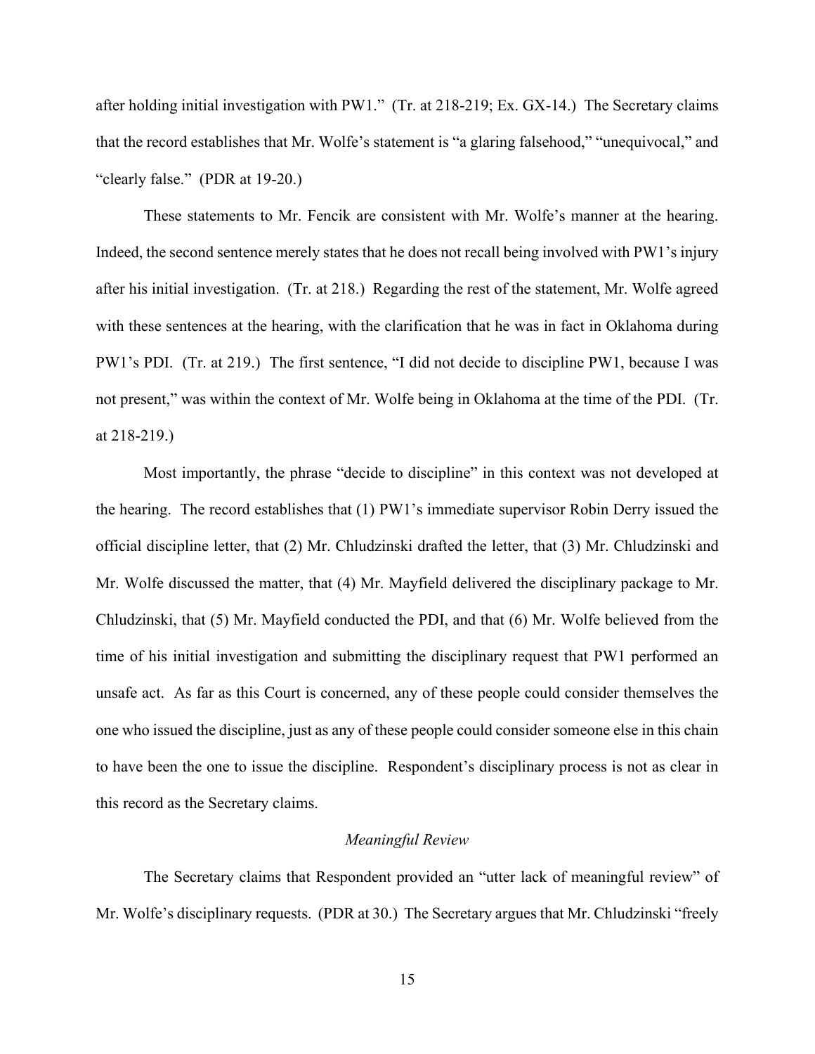after holding initial investigation with PW1." (Tr. at 218-219; Ex. GX-14.) The Secretary claims that the record establishes that Mr. Wolfe's statement is "a glaring falsehood," "unequivocal," and "clearly false." (PDR at 19-20.)

These statements to Mr. Fencik are consistent with Mr. Wolfe's manner at the hearing. Indeed, the second sentence merely states that he does not recall being involved with PW1's injury after his initial investigation. (Tr. at 218.) Regarding the rest of the statement, Mr. Wolfe agreed with these sentences at the hearing, with the clarification that he was in fact in Oklahoma during PW1's PDI. (Tr. at 219.) The first sentence, "I did not decide to discipline PW1, because I was not present," was within the context of Mr. Wolfe being in Oklahoma at the time of the PDI. (Tr. at 218-219.)

Most importantly, the phrase "decide to discipline" in this context was not developed at the hearing. The record establishes that (1) PW1's immediate supervisor Robin Derry issued the official discipline letter, that (2) Mr. Chludzinski drafted the letter, that (3) Mr. Chludzinski and Mr. Wolfe discussed the matter, that (4) Mr. Mayfield delivered the disciplinary package to Mr. Chludzinski, that (5) Mr. Mayfield conducted the PDI, and that (6) Mr. Wolfe believed from the time of his initial investigation and submitting the disciplinary request that PW1 performed an unsafe act. As far as this Court is concerned, any of these people could consider themselves the one who issued the discipline, just as any of these people could consider someone else in this chain to have been the one to issue the discipline. Respondent's disciplinary process is not as clear in this record as the Secretary claims.

*Meaningful Review*

The Secretary claims that Respondent provided an "utter lack of meaningful review" of Mr. Wolfe's disciplinary requests. (PDR at 30.) The Secretary argues that Mr. Chludzinski "freely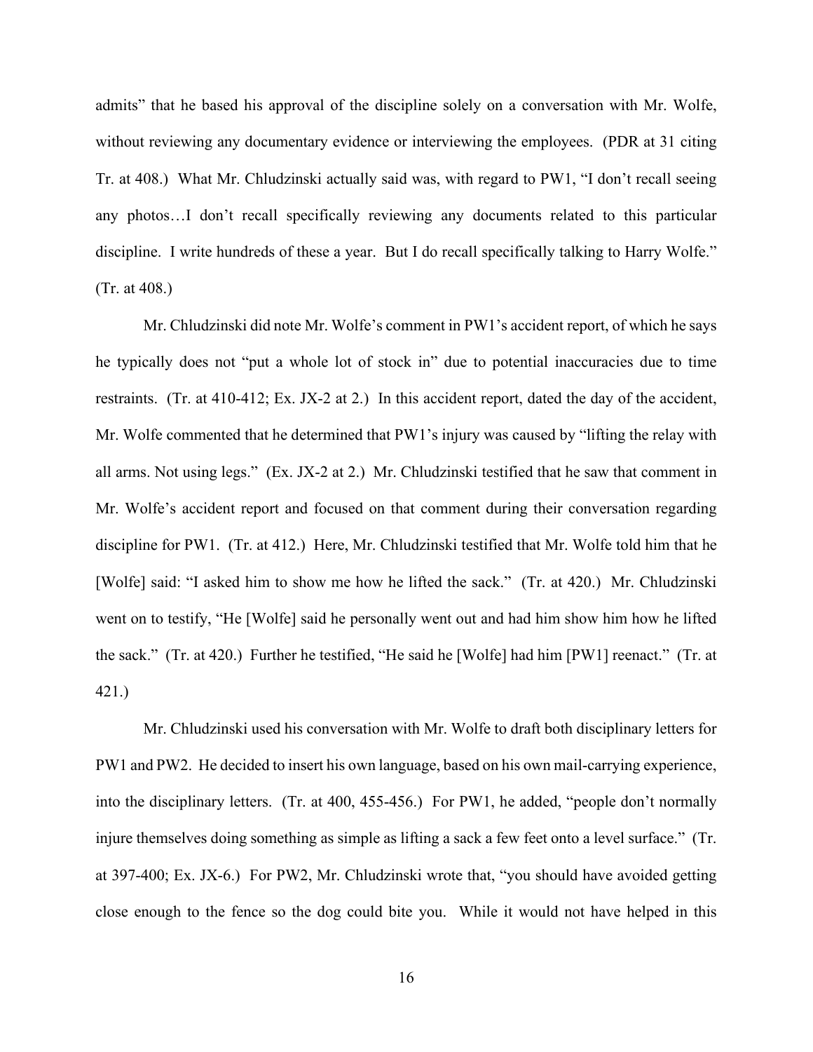admits" that he based his approval of the discipline solely on a conversation with Mr. Wolfe, without reviewing any documentary evidence or interviewing the employees. (PDR at 31 citing Tr. at 408.) What Mr. Chludzinski actually said was, with regard to PW1, "I don't recall seeing any photos…I don't recall specifically reviewing any documents related to this particular discipline. I write hundreds of these a year. But I do recall specifically talking to Harry Wolfe." (Tr. at 408.)

Mr. Chludzinski did note Mr. Wolfe's comment in PW1's accident report, of which he says he typically does not "put a whole lot of stock in" due to potential inaccuracies due to time restraints. (Tr. at 410-412; Ex. JX-2 at 2.) In this accident report, dated the day of the accident, Mr. Wolfe commented that he determined that PW1's injury was caused by "lifting the relay with all arms. Not using legs." (Ex. JX-2 at 2.) Mr. Chludzinski testified that he saw that comment in Mr. Wolfe's accident report and focused on that comment during their conversation regarding discipline for PW1. (Tr. at 412.) Here, Mr. Chludzinski testified that Mr. Wolfe told him that he [Wolfe] said: "I asked him to show me how he lifted the sack." (Tr. at 420.) Mr. Chludzinski went on to testify, "He [Wolfe] said he personally went out and had him show him how he lifted the sack." (Tr. at 420.) Further he testified, "He said he [Wolfe] had him [PW1] reenact." (Tr. at 421.)

Mr. Chludzinski used his conversation with Mr. Wolfe to draft both disciplinary letters for PW1 and PW2. He decided to insert his own language, based on his own mail-carrying experience, into the disciplinary letters. (Tr. at 400, 455-456.) For PW1, he added, "people don't normally injure themselves doing something as simple as lifting a sack a few feet onto a level surface." (Tr. at 397-400; Ex. JX-6.) For PW2, Mr. Chludzinski wrote that, "you should have avoided getting close enough to the fence so the dog could bite you. While it would not have helped in this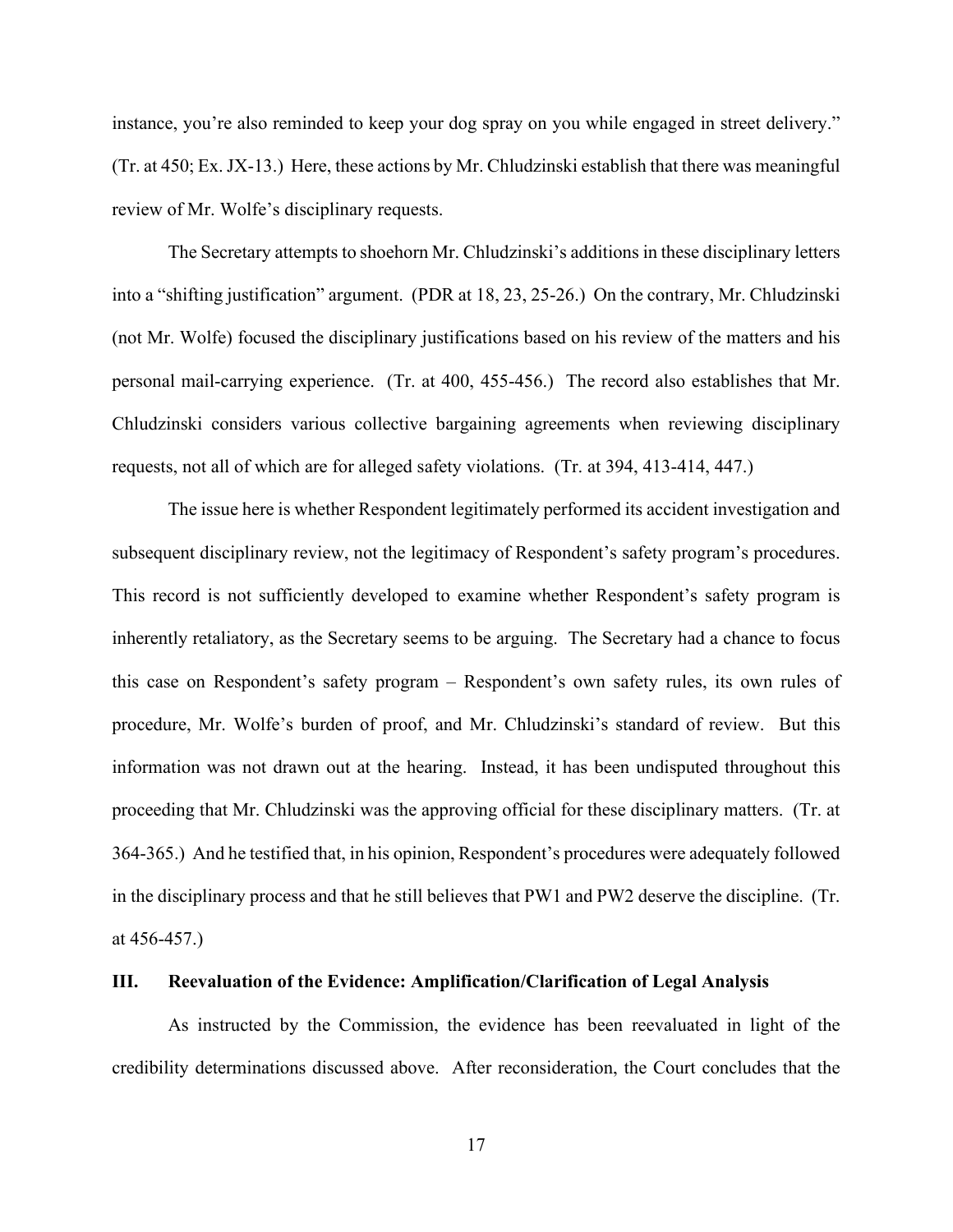instance, you're also reminded to keep your dog spray on you while engaged in street delivery." (Tr. at 450; Ex. JX-13.) Here, these actions by Mr. Chludzinski establish that there was meaningful review of Mr. Wolfe's disciplinary requests.

The Secretary attempts to shoehorn Mr. Chludzinski's additions in these disciplinary letters into a "shifting justification" argument. (PDR at 18, 23, 25-26.) On the contrary, Mr. Chludzinski (not Mr. Wolfe) focused the disciplinary justifications based on his review of the matters and his personal mail-carrying experience. (Tr. at 400, 455-456.) The record also establishes that Mr. Chludzinski considers various collective bargaining agreements when reviewing disciplinary requests, not all of which are for alleged safety violations. (Tr. at 394, 413-414, 447.)

The issue here is whether Respondent legitimately performed its accident investigation and subsequent disciplinary review, not the legitimacy of Respondent's safety program's procedures. This record is not sufficiently developed to examine whether Respondent's safety program is inherently retaliatory, as the Secretary seems to be arguing. The Secretary had a chance to focus this case on Respondent's safety program – Respondent's own safety rules, its own rules of procedure, Mr. Wolfe's burden of proof, and Mr. Chludzinski's standard of review. But this information was not drawn out at the hearing. Instead, it has been undisputed throughout this proceeding that Mr. Chludzinski was the approving official for these disciplinary matters. (Tr. at 364-365.) And he testified that, in his opinion, Respondent's procedures were adequately followed in the disciplinary process and that he still believes that PW1 and PW2 deserve the discipline. (Tr. at 456-457.)

## III. Reevaluation of the Evidence: Amplification/Clarification of Legal Analysis

As instructed by the Commission, the evidence has been reevaluated in light of the credibility determinations discussed above. After reconsideration, the Court concludes that the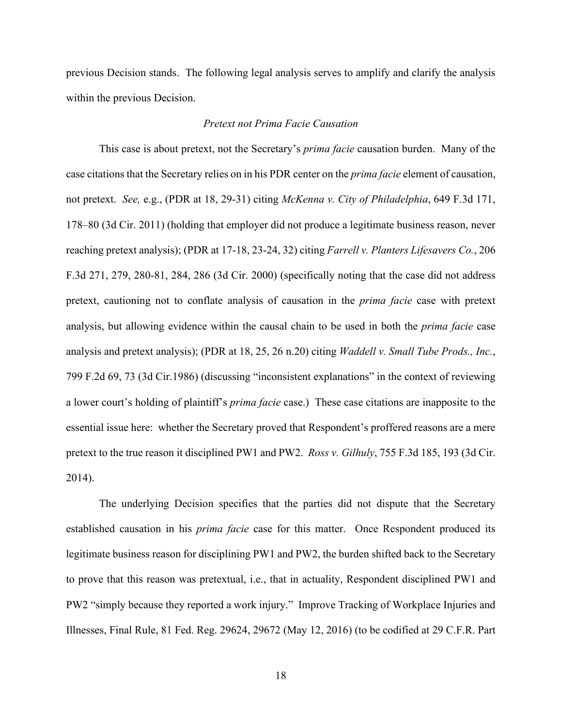previous Decision stands. The following legal analysis serves to amplify and clarify the analysis within the previous Decision.

*Pretext not Prima Facie Causation*

This case is about pretext, not the Secretary's *prima facie* causation burden. Many of the case citations that the Secretary relies on in his PDR center on the *prima facie* element of causation, not pretext. *See,* e.g., (PDR at 18, 29-31) citing *McKenna v. City of Philadelphia*, 649 F.3d 171, 178–80 (3d Cir. 2011) (holding that employer did not produce a legitimate business reason, never reaching pretext analysis); (PDR at 17-18, 23-24, 32) citing *Farrell v. Planters Lifesavers Co.*, 206 F.3d 271, 279, 280-81, 284, 286 (3d Cir. 2000) (specifically noting that the case did not address pretext, cautioning not to conflate analysis of causation in the *prima facie* case with pretext analysis, but allowing evidence within the causal chain to be used in both the *prima facie* case analysis and pretext analysis); (PDR at 18, 25, 26 n.20) citing *Waddell v. Small Tube Prods., Inc.*, 799 F.2d 69, 73 (3d Cir.1986) (discussing "inconsistent explanations" in the context of reviewing a lower court's holding of plaintiff's *prima facie* case.) These case citations are inapposite to the essential issue here: whether the Secretary proved that Respondent's proffered reasons are a mere pretext to the true reason it disciplined PW1 and PW2. *Ross v. Gilhuly*, 755 F.3d 185, 193 (3d Cir. 2014).

The underlying Decision specifies that the parties did not dispute that the Secretary established causation in his *prima facie* case for this matter. Once Respondent produced its legitimate business reason for disciplining PW1 and PW2, the burden shifted back to the Secretary to prove that this reason was pretextual, i.e., that in actuality, Respondent disciplined PW1 and PW2 "simply because they reported a work injury." Improve Tracking of Workplace Injuries and Illnesses, Final Rule, 81 Fed. Reg. 29624, 29672 (May 12, 2016) (to be codified at 29 C.F.R. Part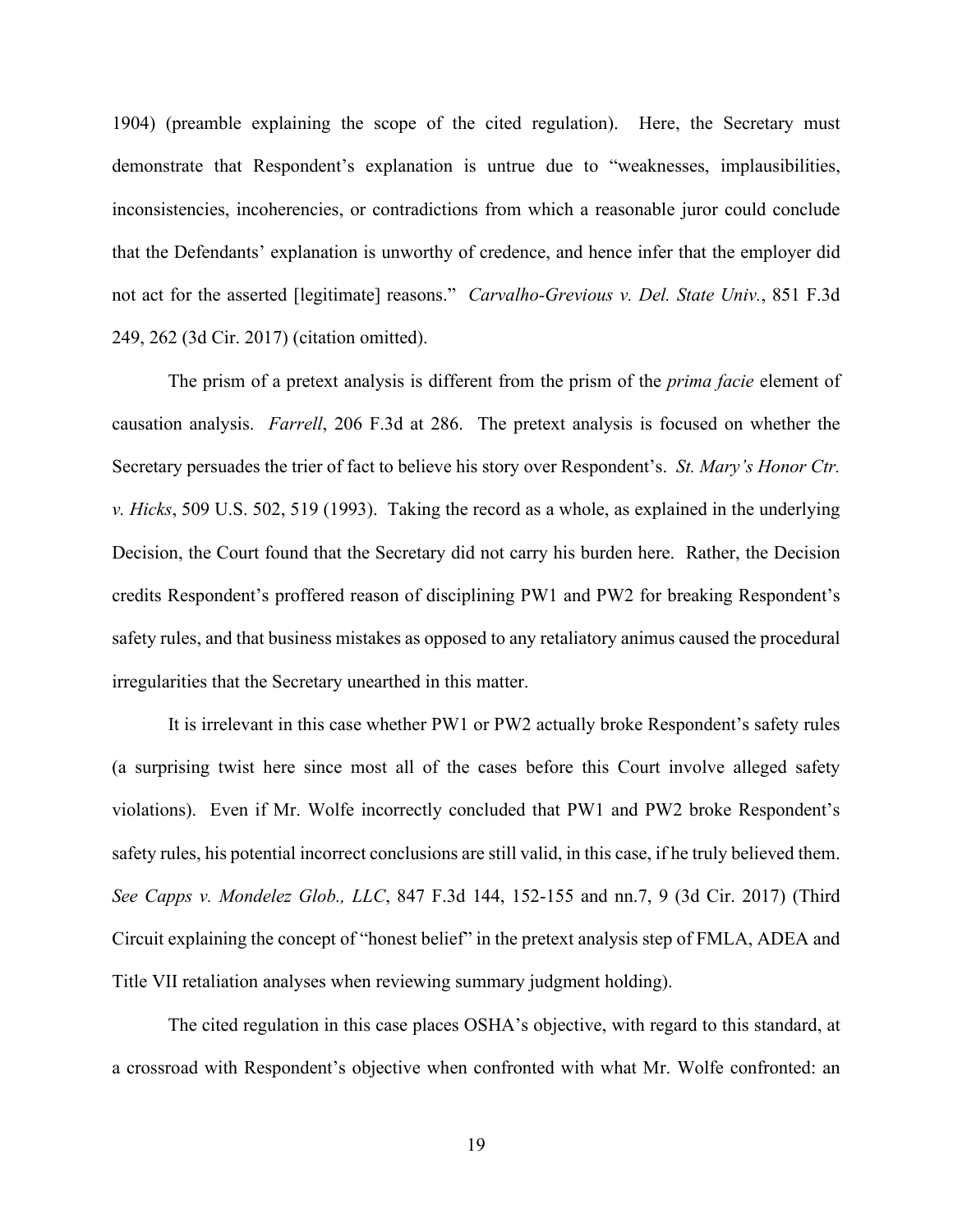1904) (preamble explaining the scope of the cited regulation). Here, the Secretary must demonstrate that Respondent's explanation is untrue due to "weaknesses, implausibilities, inconsistencies, incoherencies, or contradictions from which a reasonable juror could conclude that the Defendants' explanation is unworthy of credence, and hence infer that the employer did not act for the asserted [legitimate] reasons." *Carvalho-Grevious v. Del. State Univ.*, 851 F.3d 249, 262 (3d Cir. 2017) (citation omitted).

The prism of a pretext analysis is different from the prism of the *prima facie* element of causation analysis. *Farrell*, 206 F.3d at 286. The pretext analysis is focused on whether the Secretary persuades the trier of fact to believe his story over Respondent's. *St. Mary's Honor Ctr. v. Hicks*, 509 U.S. 502, 519 (1993). Taking the record as a whole, as explained in the underlying Decision, the Court found that the Secretary did not carry his burden here. Rather, the Decision credits Respondent's proffered reason of disciplining PW1 and PW2 for breaking Respondent's safety rules, and that business mistakes as opposed to any retaliatory animus caused the procedural irregularities that the Secretary unearthed in this matter.

It is irrelevant in this case whether PW1 or PW2 actually broke Respondent's safety rules (a surprising twist here since most all of the cases before this Court involve alleged safety violations). Even if Mr. Wolfe incorrectly concluded that PW1 and PW2 broke Respondent's safety rules, his potential incorrect conclusions are still valid, in this case, if he truly believed them. *See Capps v. Mondelez Glob., LLC*, 847 F.3d 144, 152-155 and nn.7, 9 (3d Cir. 2017) (Third Circuit explaining the concept of "honest belief" in the pretext analysis step of FMLA, ADEA and Title VII retaliation analyses when reviewing summary judgment holding).

The cited regulation in this case places OSHA's objective, with regard to this standard, at a crossroad with Respondent's objective when confronted with what Mr. Wolfe confronted: an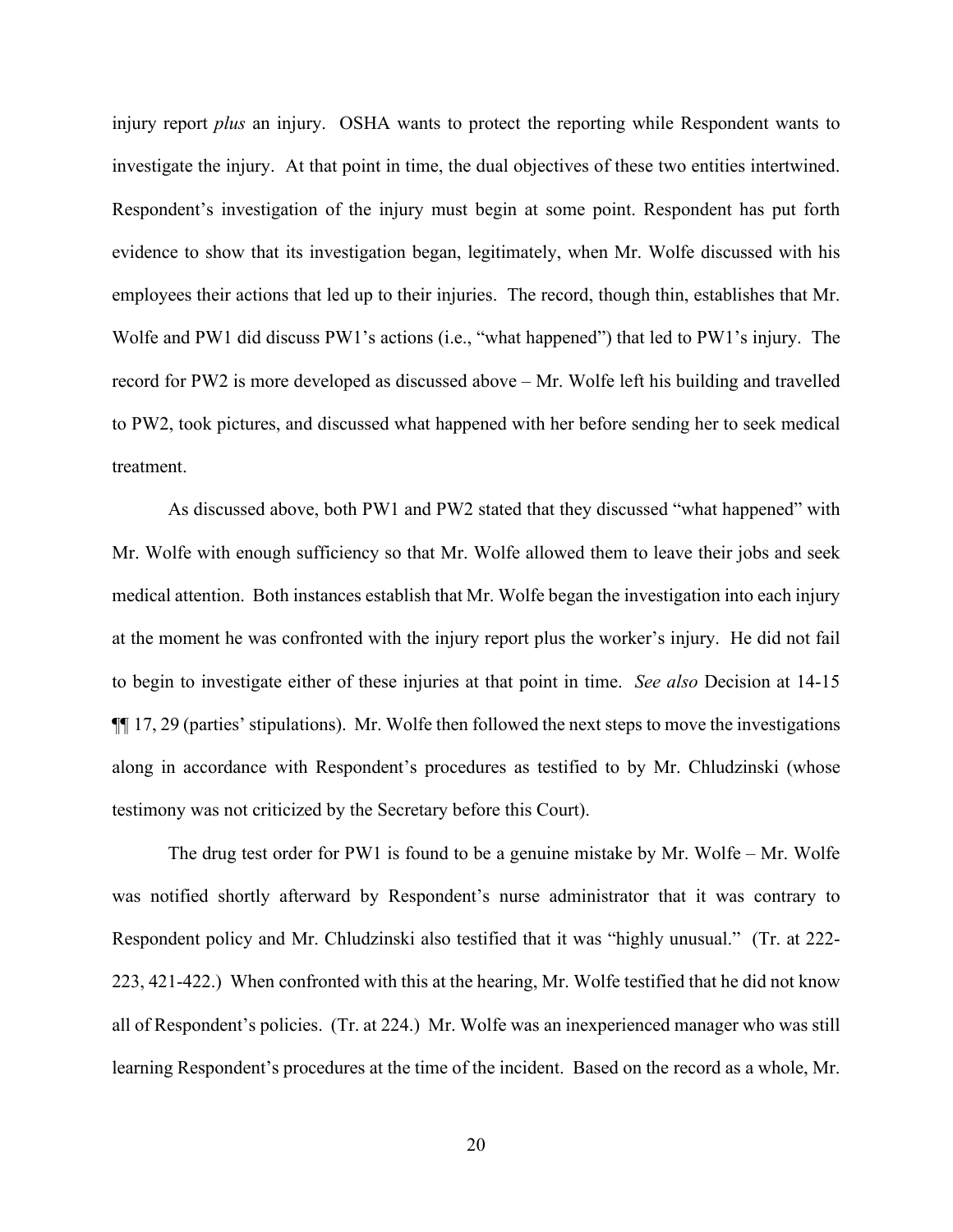injury report *plus* an injury. OSHA wants to protect the reporting while Respondent wants to investigate the injury. At that point in time, the dual objectives of these two entities intertwined. Respondent's investigation of the injury must begin at some point. Respondent has put forth evidence to show that its investigation began, legitimately, when Mr. Wolfe discussed with his employees their actions that led up to their injuries. The record, though thin, establishes that Mr. Wolfe and PW1 did discuss PW1's actions (i.e., "what happened") that led to PW1's injury. The record for PW2 is more developed as discussed above – Mr. Wolfe left his building and travelled to PW2, took pictures, and discussed what happened with her before sending her to seek medical treatment.

As discussed above, both PW1 and PW2 stated that they discussed "what happened" with Mr. Wolfe with enough sufficiency so that Mr. Wolfe allowed them to leave their jobs and seek medical attention. Both instances establish that Mr. Wolfe began the investigation into each injury at the moment he was confronted with the injury report plus the worker's injury. He did not fail to begin to investigate either of these injuries at that point in time. *See also* Decision at 14-15 ¶¶ 17, 29 (parties' stipulations). Mr. Wolfe then followed the next steps to move the investigations along in accordance with Respondent's procedures as testified to by Mr. Chludzinski (whose testimony was not criticized by the Secretary before this Court).

The drug test order for PW1 is found to be a genuine mistake by Mr. Wolfe – Mr. Wolfe was notified shortly afterward by Respondent's nurse administrator that it was contrary to Respondent policy and Mr. Chludzinski also testified that it was "highly unusual." (Tr. at 222-223, 421-422.) When confronted with this at the hearing, Mr. Wolfe testified that he did not know all of Respondent's policies. (Tr. at 224.) Mr. Wolfe was an inexperienced manager who was still learning Respondent's procedures at the time of the incident. Based on the record as a whole, Mr.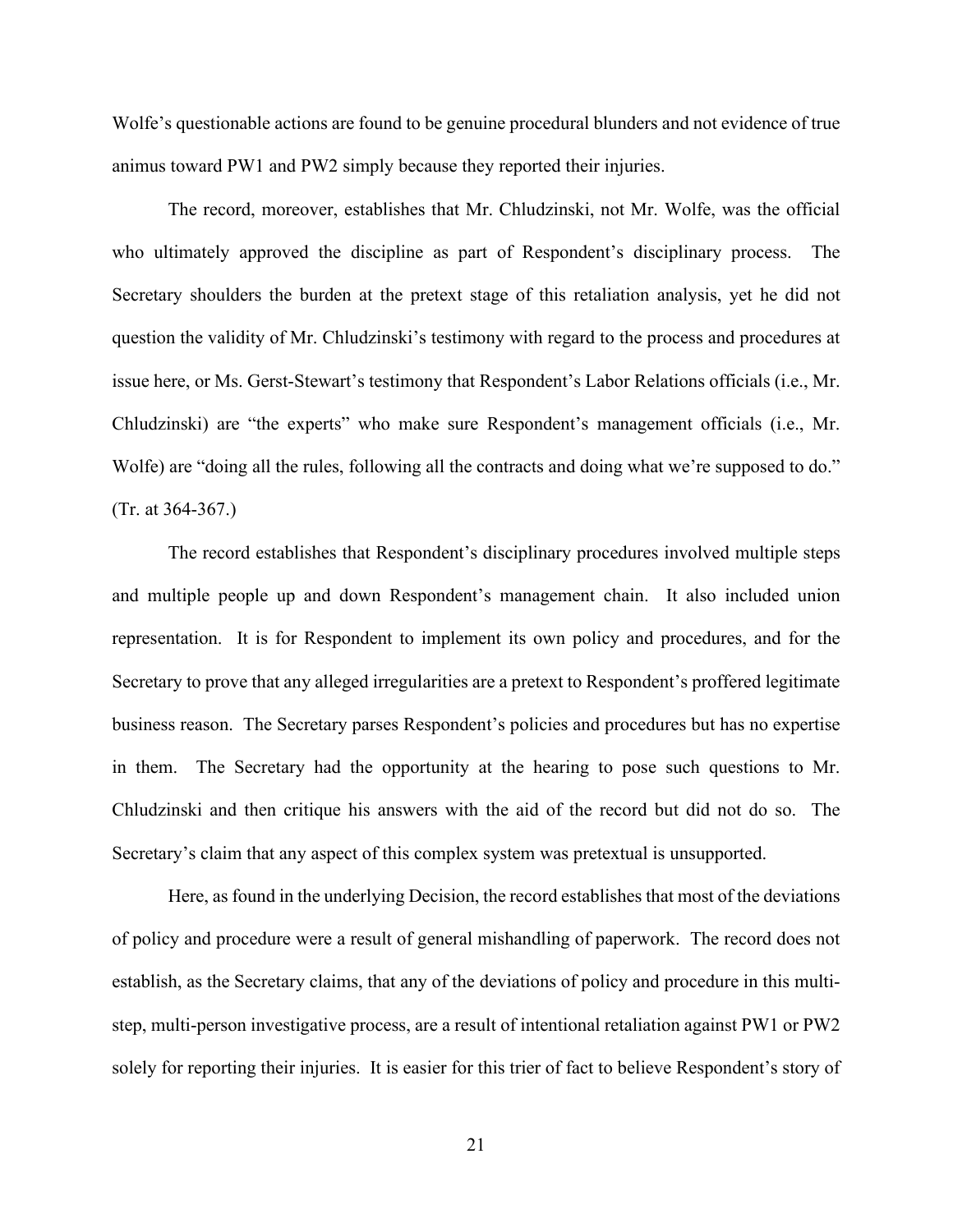Wolfe's questionable actions are found to be genuine procedural blunders and not evidence of true animus toward PW1 and PW2 simply because they reported their injuries.

The record, moreover, establishes that Mr. Chludzinski, not Mr. Wolfe, was the official who ultimately approved the discipline as part of Respondent's disciplinary process. The Secretary shoulders the burden at the pretext stage of this retaliation analysis, yet he did not question the validity of Mr. Chludzinski's testimony with regard to the process and procedures at issue here, or Ms. Gerst-Stewart's testimony that Respondent's Labor Relations officials (i.e., Mr. Chludzinski) are "the experts" who make sure Respondent's management officials (i.e., Mr. Wolfe) are "doing all the rules, following all the contracts and doing what we're supposed to do." (Tr. at 364-367.)

The record establishes that Respondent's disciplinary procedures involved multiple steps and multiple people up and down Respondent's management chain. It also included union representation. It is for Respondent to implement its own policy and procedures, and for the Secretary to prove that any alleged irregularities are a pretext to Respondent's proffered legitimate business reason. The Secretary parses Respondent's policies and procedures but has no expertise in them. The Secretary had the opportunity at the hearing to pose such questions to Mr. Chludzinski and then critique his answers with the aid of the record but did not do so. The Secretary's claim that any aspect of this complex system was pretextual is unsupported.

Here, as found in the underlying Decision, the record establishes that most of the deviations of policy and procedure were a result of general mishandling of paperwork. The record does not establish, as the Secretary claims, that any of the deviations of policy and procedure in this multi-step, multi-person investigative process, are a result of intentional retaliation against PW1 or PW2 solely for reporting their injuries. It is easier for this trier of fact to believe Respondent's story of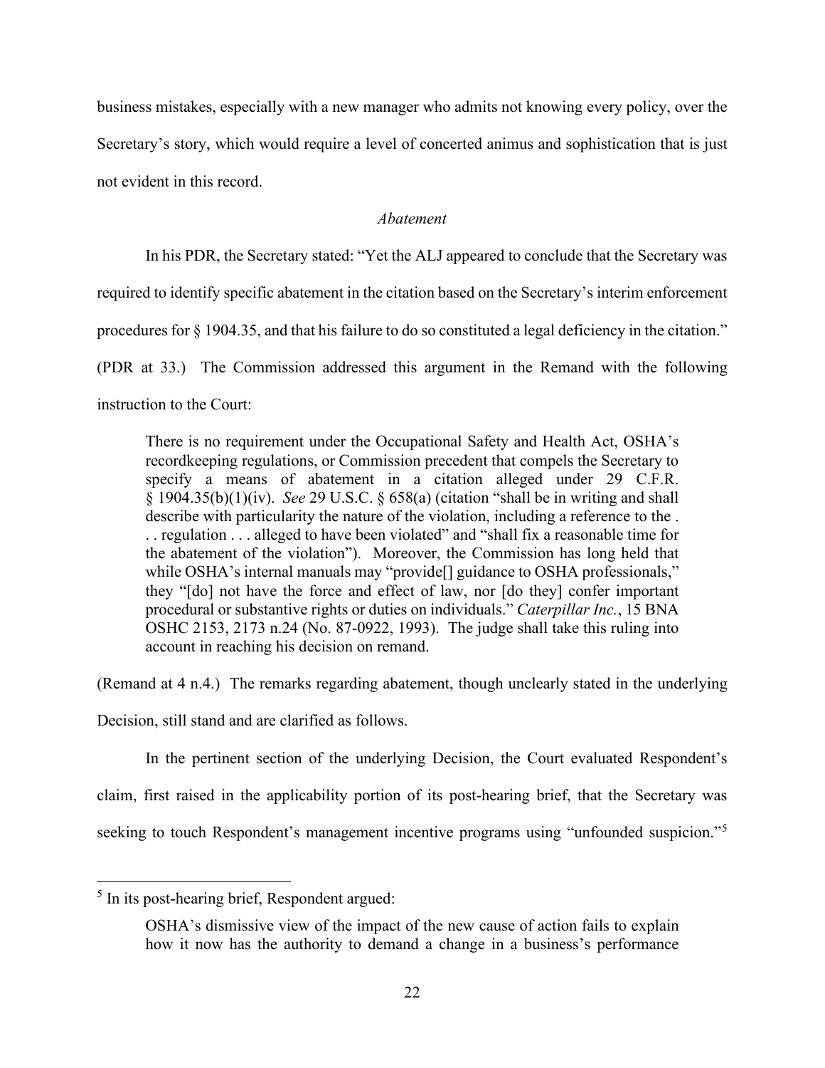business mistakes, especially with a new manager who admits not knowing every policy, over the Secretary's story, which would require a level of concerted animus and sophistication that is just not evident in this record.

*Abatement*

In his PDR, the Secretary stated: "Yet the ALJ appeared to conclude that the Secretary was required to identify specific abatement in the citation based on the Secretary's interim enforcement procedures for § 1904.35, and that his failure to do so constituted a legal deficiency in the citation." (PDR at 33.) The Commission addressed this argument in the Remand with the following instruction to the Court:

> There is no requirement under the Occupational Safety and Health Act, OSHA's recordkeeping regulations, or Commission precedent that compels the Secretary to specify a means of abatement in a citation alleged under 29 C.F.R. § 1904.35(b)(1)(iv). *See* 29 U.S.C. § 658(a) (citation "shall be in writing and shall describe with particularity the nature of the violation, including a reference to the . . . regulation . . . alleged to have been violated" and "shall fix a reasonable time for the abatement of the violation"). Moreover, the Commission has long held that while OSHA's internal manuals may "provide[] guidance to OSHA professionals," they "[do] not have the force and effect of law, nor [do they] confer important procedural or substantive rights or duties on individuals." *Caterpillar Inc.*, 15 BNA OSHC 2153, 2173 n.24 (No. 87-0922, 1993). The judge shall take this ruling into account in reaching his decision on remand.

(Remand at 4 n.4.) The remarks regarding abatement, though unclearly stated in the underlying Decision, still stand and are clarified as follows.

In the pertinent section of the underlying Decision, the Court evaluated Respondent's claim, first raised in the applicability portion of its post-hearing brief, that the Secretary was seeking to touch Respondent's management incentive programs using "unfounded suspicion."[5]

---

[5] In its post-hearing brief, Respondent argued:

> OSHA's dismissive view of the impact of the new cause of action fails to explain how it now has the authority to demand a change in a business's performance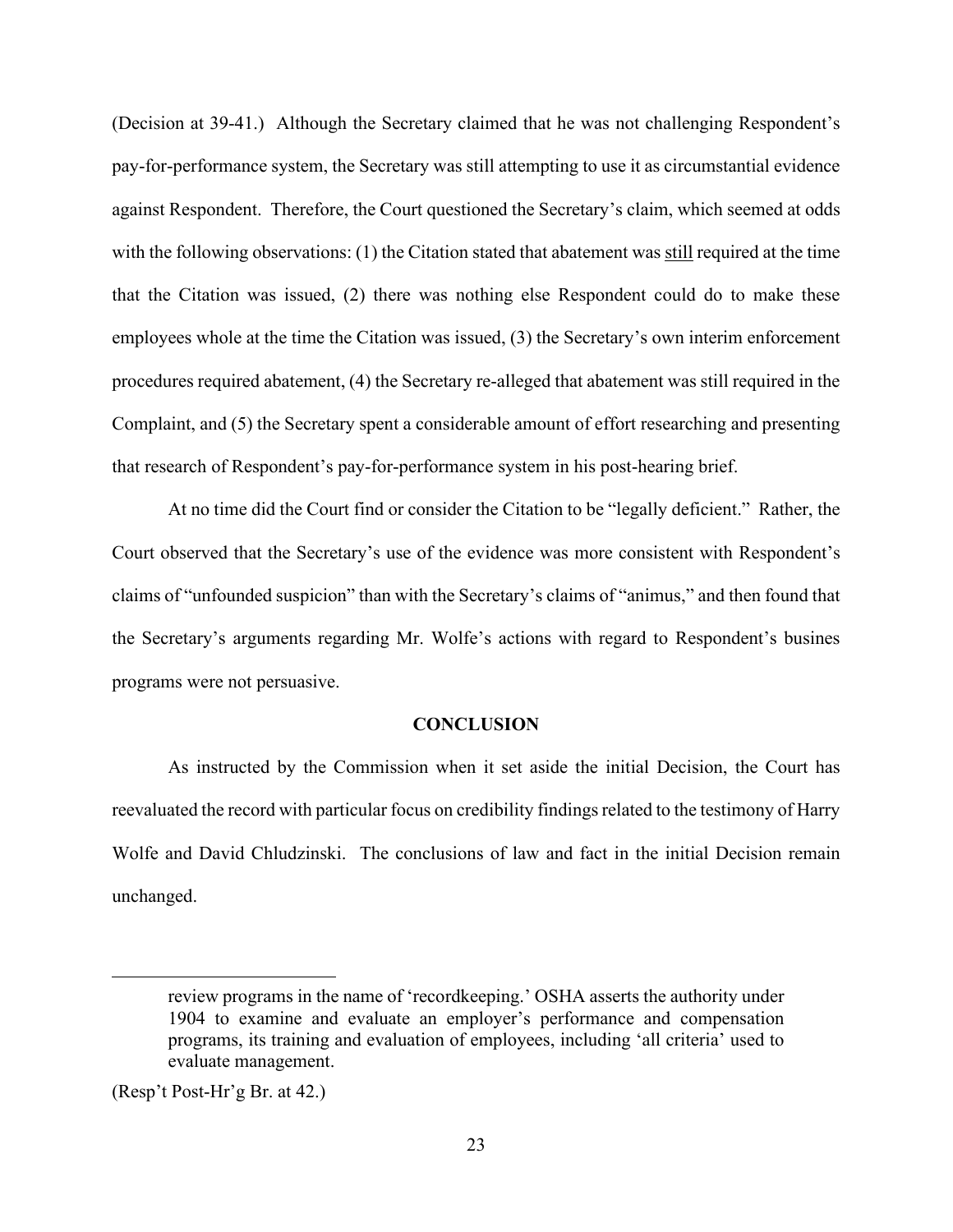(Decision at 39-41.) Although the Secretary claimed that he was not challenging Respondent's pay-for-performance system, the Secretary was still attempting to use it as circumstantial evidence against Respondent. Therefore, the Court questioned the Secretary's claim, which seemed at odds with the following observations: (1) the Citation stated that abatement was still required at the time that the Citation was issued, (2) there was nothing else Respondent could do to make these employees whole at the time the Citation was issued, (3) the Secretary's own interim enforcement procedures required abatement, (4) the Secretary re-alleged that abatement was still required in the Complaint, and (5) the Secretary spent a considerable amount of effort researching and presenting that research of Respondent's pay-for-performance system in his post-hearing brief.

At no time did the Court find or consider the Citation to be "legally deficient." Rather, the Court observed that the Secretary's use of the evidence was more consistent with Respondent's claims of "unfounded suspicion" than with the Secretary's claims of "animus," and then found that the Secretary's arguments regarding Mr. Wolfe's actions with regard to Respondent's busines programs were not persuasive.

**CONCLUSION**

As instructed by the Commission when it set aside the initial Decision, the Court has reevaluated the record with particular focus on credibility findings related to the testimony of Harry Wolfe and David Chludzinski. The conclusions of law and fact in the initial Decision remain unchanged.

---

> review programs in the name of 'recordkeeping.' OSHA asserts the authority under 1904 to examine and evaluate an employer's performance and compensation programs, its training and evaluation of employees, including 'all criteria' used to evaluate management.

(Resp't Post-Hr'g Br. at 42.)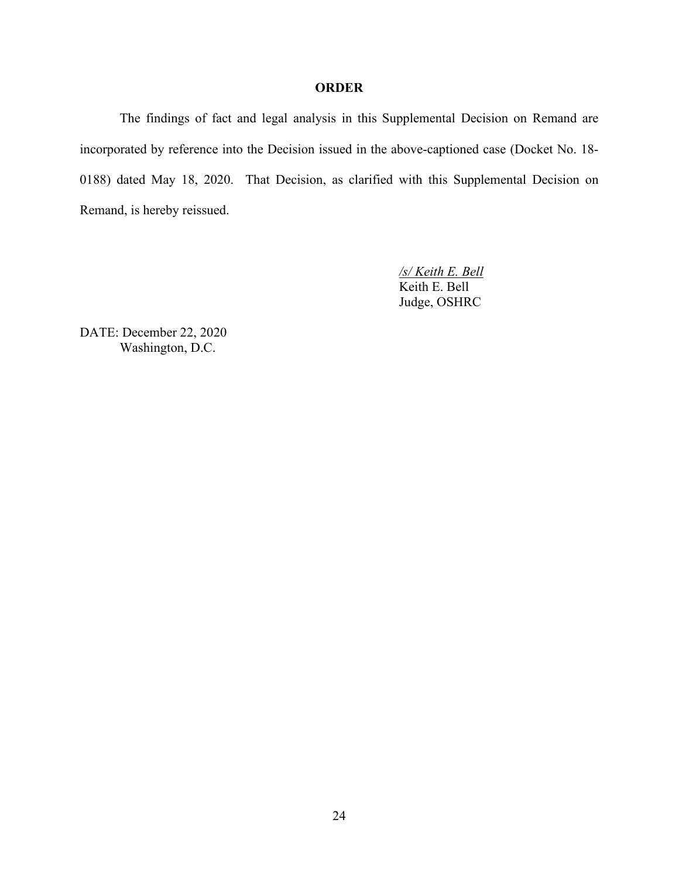**ORDER**

The findings of fact and legal analysis in this Supplemental Decision on Remand are incorporated by reference into the Decision issued in the above-captioned case (Docket No. 18-0188) dated May 18, 2020. That Decision, as clarified with this Supplemental Decision on Remand, is hereby reissued.

*/s/ Keith E. Bell*
Keith E. Bell
Judge, OSHRC

DATE: December 22, 2020
Washington, D.C.